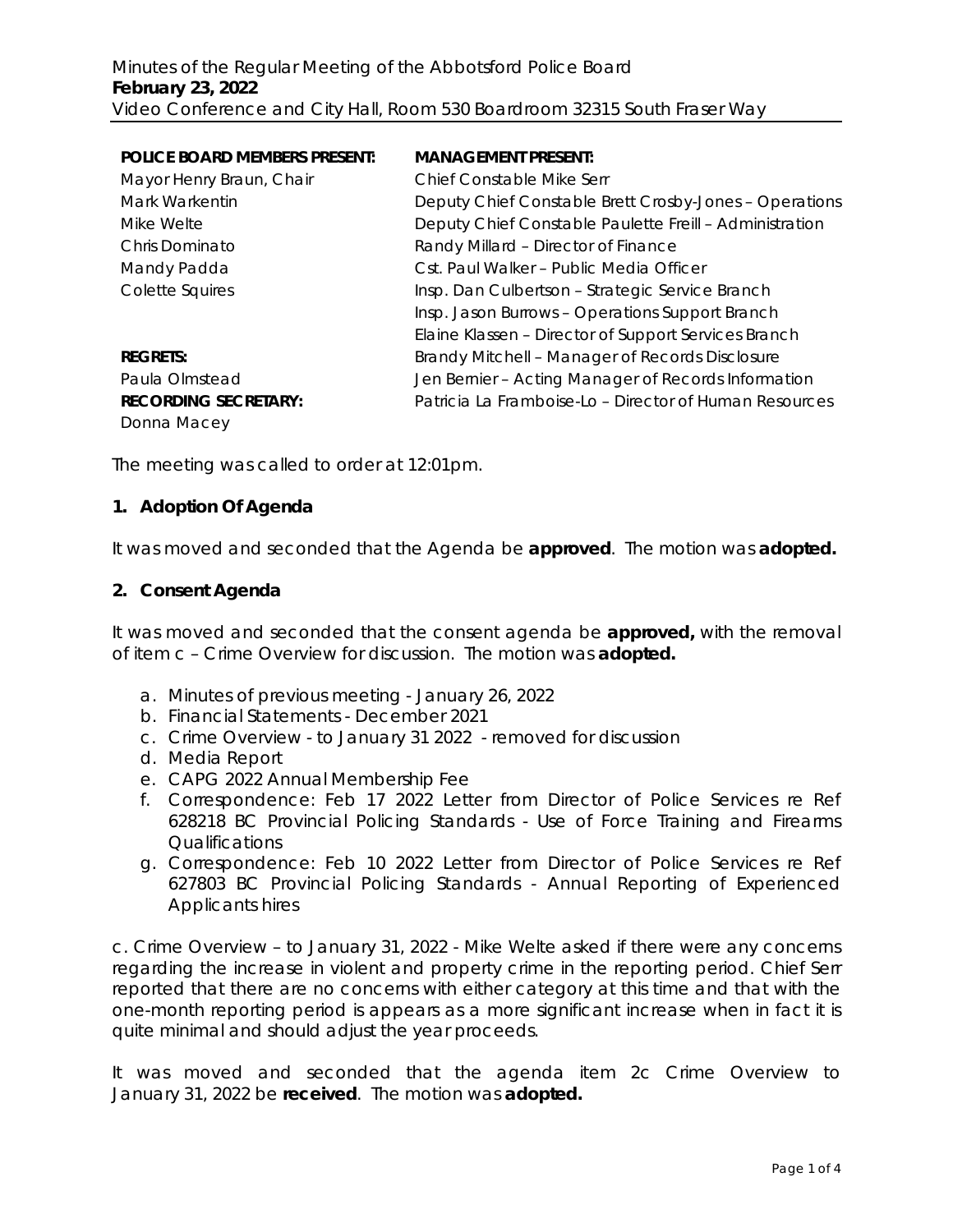Minutes of the Regular Meeting of the Abbotsford Police Board
**February 23, 2022**
Video Conference and City Hall, Room 530 Boardroom 32315 South Fraser Way

**POLICE BOARD MEMBERS PRESENT:**
Mayor Henry Braun, Chair
Mark Warkentin
Mike Welte
Chris Dominato
Mandy Padda
Colette Squires

**REGRETS:**
Paula Olmstead

**RECORDING SECRETARY:**
Donna Macey

**MANAGEMENT PRESENT:**
Chief Constable Mike Serr
Deputy Chief Constable Brett Crosby-Jones – Operations
Deputy Chief Constable Paulette Freill – Administration
Randy Millard – Director of Finance
Cst. Paul Walker – Public Media Officer
Insp. Dan Culbertson – Strategic Service Branch
Insp. Jason Burrows – Operations Support Branch
Elaine Klassen – Director of Support Services Branch
Brandy Mitchell – Manager of Records Disclosure
Jen Bernier – Acting Manager of Records Information
Patricia La Framboise-Lo – Director of Human Resources

The meeting was called to order at 12:01pm.

## 1. Adoption Of Agenda

It was moved and seconded that the Agenda be **approved**. The motion was **adopted.**

## 2. Consent Agenda

It was moved and seconded that the consent agenda be **approved,** with the removal of item c – Crime Overview for discussion. The motion was **adopted.**

a. Minutes of previous meeting - January 26, 2022
b. Financial Statements - December 2021
c. Crime Overview - to January 31 2022 - removed for discussion
d. Media Report
e. CAPG 2022 Annual Membership Fee
f. Correspondence: Feb 17 2022 Letter from Director of Police Services re Ref 628218 BC Provincial Policing Standards - Use of Force Training and Firearms Qualifications
g. Correspondence: Feb 10 2022 Letter from Director of Police Services re Ref 627803 BC Provincial Policing Standards - Annual Reporting of Experienced Applicants hires

c. Crime Overview – to January 31, 2022 - Mike Welte asked if there were any concerns regarding the increase in violent and property crime in the reporting period. Chief Serr reported that there are no concerns with either category at this time and that with the one-month reporting period is appears as a more significant increase when in fact it is quite minimal and should adjust the year proceeds.

It was moved and seconded that the agenda item 2c Crime Overview to January 31, 2022 be **received**. The motion was **adopted.**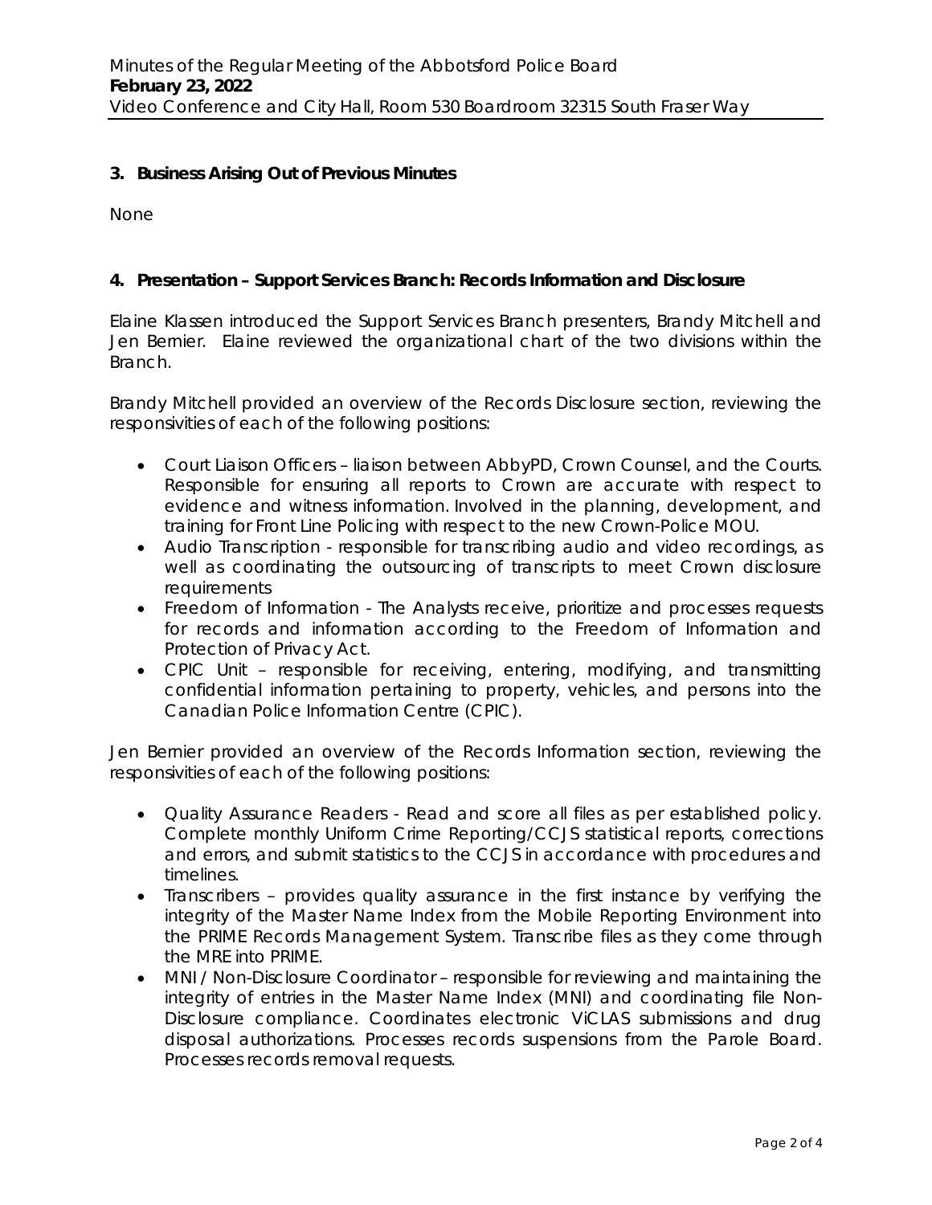## 3. Business Arising Out of Previous Minutes

None

## 4. Presentation – Support Services Branch: Records Information and Disclosure

Elaine Klassen introduced the Support Services Branch presenters, Brandy Mitchell and Jen Bernier. Elaine reviewed the organizational chart of the two divisions within the Branch.

Brandy Mitchell provided an overview of the Records Disclosure section, reviewing the responsivities of each of the following positions:

- Court Liaison Officers – liaison between AbbyPD, Crown Counsel, and the Courts. Responsible for ensuring all reports to Crown are accurate with respect to evidence and witness information. Involved in the planning, development, and training for Front Line Policing with respect to the new Crown-Police MOU.
- Audio Transcription - responsible for transcribing audio and video recordings, as well as coordinating the outsourcing of transcripts to meet Crown disclosure requirements
- Freedom of Information - The Analysts receive, prioritize and processes requests for records and information according to the Freedom of Information and Protection of Privacy Act.
- CPIC Unit – responsible for receiving, entering, modifying, and transmitting confidential information pertaining to property, vehicles, and persons into the Canadian Police Information Centre (CPIC).

Jen Bernier provided an overview of the Records Information section, reviewing the responsivities of each of the following positions:

- Quality Assurance Readers - Read and score all files as per established policy. Complete monthly Uniform Crime Reporting/CCJS statistical reports, corrections and errors, and submit statistics to the CCJS in accordance with procedures and timelines.
- Transcribers – provides quality assurance in the first instance by verifying the integrity of the Master Name Index from the Mobile Reporting Environment into the PRIME Records Management System. Transcribe files as they come through the MRE into PRIME.
- MNI / Non-Disclosure Coordinator – responsible for reviewing and maintaining the integrity of entries in the Master Name Index (MNI) and coordinating file Non-Disclosure compliance. Coordinates electronic ViCLAS submissions and drug disposal authorizations. Processes records suspensions from the Parole Board. Processes records removal requests.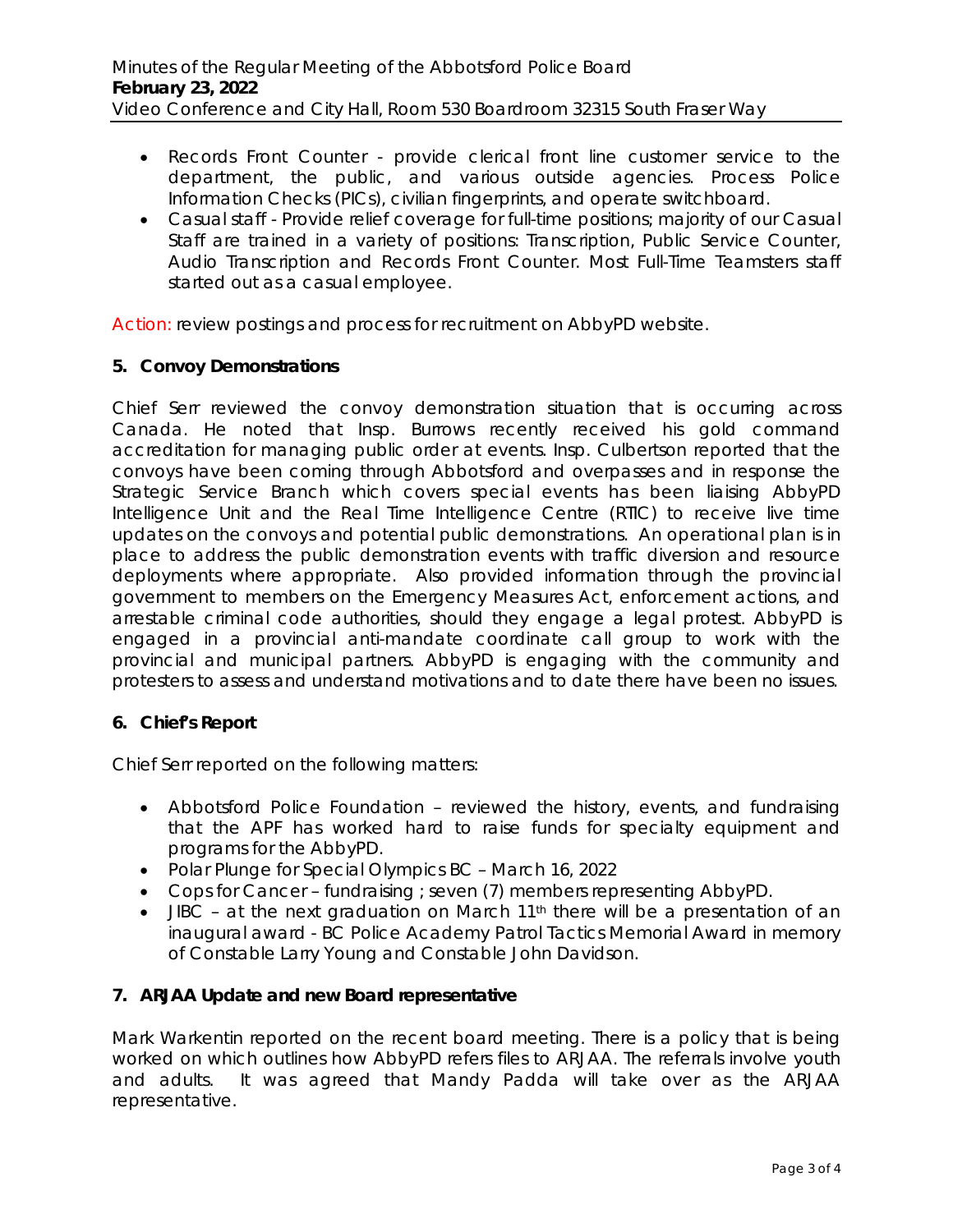- Records Front Counter - provide clerical front line customer service to the department, the public, and various outside agencies. Process Police Information Checks (PICs), civilian fingerprints, and operate switchboard.
- Casual staff - Provide relief coverage for full-time positions; majority of our Casual Staff are trained in a variety of positions: Transcription, Public Service Counter, Audio Transcription and Records Front Counter. Most Full-Time Teamsters staff started out as a casual employee.

Action: review postings and process for recruitment on AbbyPD website.

**5. Convoy Demonstrations**

Chief Serr reviewed the convoy demonstration situation that is occurring across Canada. He noted that Insp. Burrows recently received his gold command accreditation for managing public order at events. Insp. Culbertson reported that the convoys have been coming through Abbotsford and overpasses and in response the Strategic Service Branch which covers special events has been liaising AbbyPD Intelligence Unit and the Real Time Intelligence Centre (RTIC) to receive live time updates on the convoys and potential public demonstrations. An operational plan is in place to address the public demonstration events with traffic diversion and resource deployments where appropriate. Also provided information through the provincial government to members on the Emergency Measures Act, enforcement actions, and arrestable criminal code authorities, should they engage a legal protest. AbbyPD is engaged in a provincial anti-mandate coordinate call group to work with the provincial and municipal partners. AbbyPD is engaging with the community and protesters to assess and understand motivations and to date there have been no issues.

**6. Chief's Report**

Chief Serr reported on the following matters:

- Abbotsford Police Foundation – reviewed the history, events, and fundraising that the APF has worked hard to raise funds for specialty equipment and programs for the AbbyPD.
- Polar Plunge for Special Olympics BC – March 16, 2022
- Cops for Cancer – fundraising ; seven (7) members representing AbbyPD.
- JIBC – at the next graduation on March 11th there will be a presentation of an inaugural award - BC Police Academy Patrol Tactics Memorial Award in memory of Constable Larry Young and Constable John Davidson.

**7. ARJAA Update and new Board representative**

Mark Warkentin reported on the recent board meeting. There is a policy that is being worked on which outlines how AbbyPD refers files to ARJAA. The referrals involve youth and adults. It was agreed that Mandy Padda will take over as the ARJAA representative.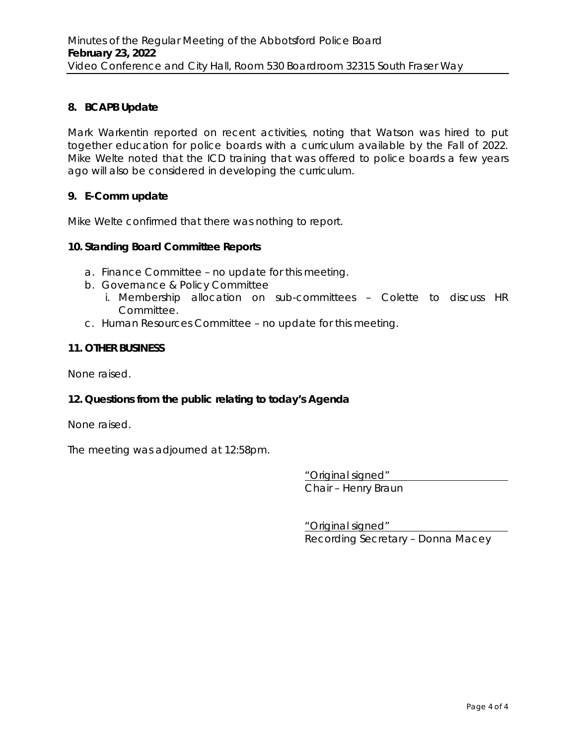## 8. BCAPB Update

Mark Warkentin reported on recent activities, noting that Watson was hired to put together education for police boards with a curriculum available by the Fall of 2022. Mike Welte noted that the ICD training that was offered to police boards a few years ago will also be considered in developing the curriculum.

## 9. E-Comm update

Mike Welte confirmed that there was nothing to report.

## 10. Standing Board Committee Reports

a. Finance Committee – no update for this meeting.
b. Governance & Policy Committee
   i. Membership allocation on sub-committees – Colette to discuss HR Committee.
c. Human Resources Committee – no update for this meeting.

## 11. OTHER BUSINESS

None raised.

## 12. Questions from the public relating to today's Agenda

None raised.

The meeting was adjourned at 12:58pm.

"Original signed"
Chair – Henry Braun

"Original signed"
Recording Secretary – Donna Macey